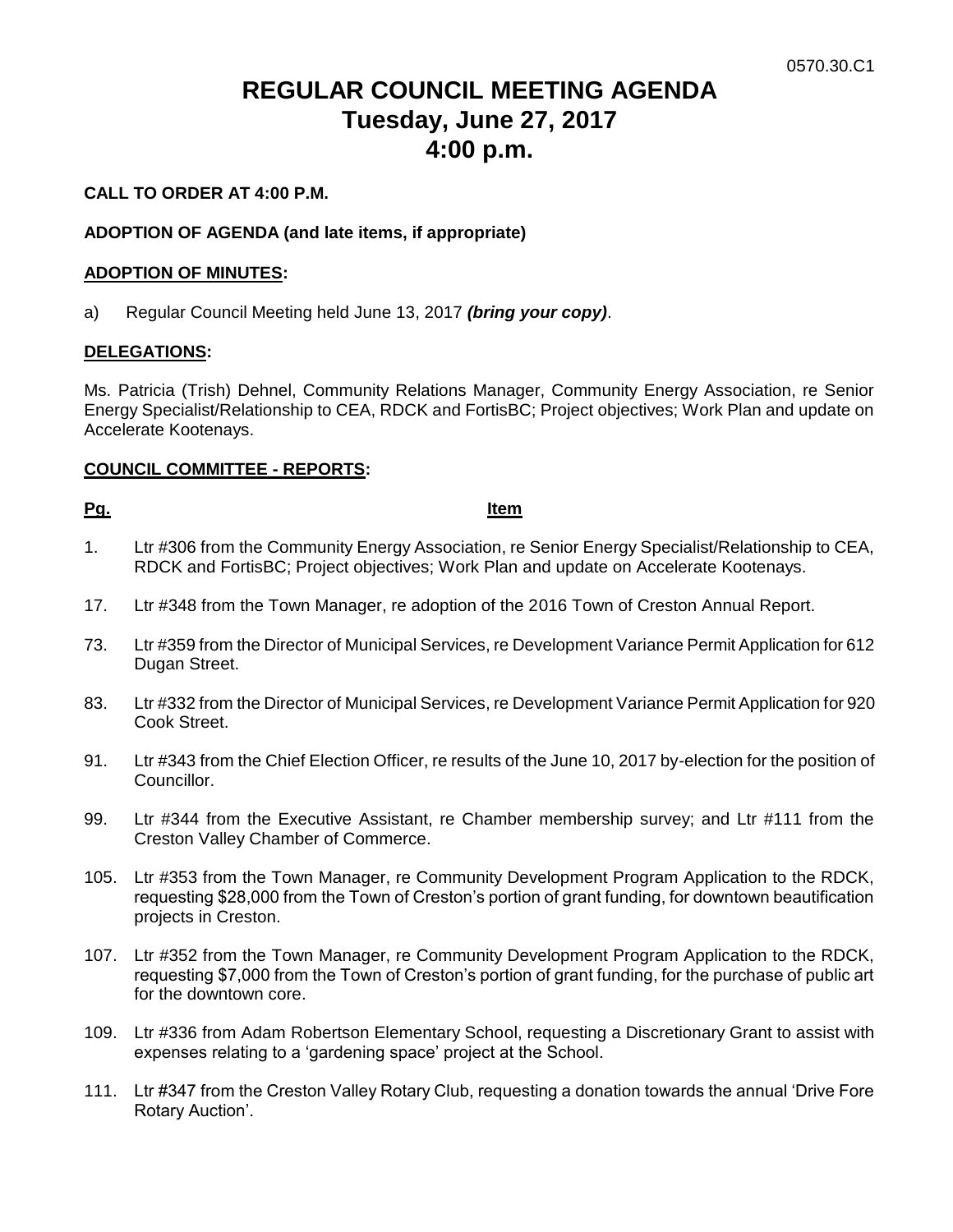0570.30.C1

# REGULAR COUNCIL MEETING AGENDA
# Tuesday, June 27, 2017
# 4:00 p.m.

**CALL TO ORDER AT 4:00 P.M.**

**ADOPTION OF AGENDA (and late items, if appropriate)**

**ADOPTION OF MINUTES:**

a) Regular Council Meeting held June 13, 2017 ***(bring your copy)***.

**DELEGATIONS:**

Ms. Patricia (Trish) Dehnel, Community Relations Manager, Community Energy Association, re Senior Energy Specialist/Relationship to CEA, RDCK and FortisBC; Project objectives; Work Plan and update on Accelerate Kootenays.

**COUNCIL COMMITTEE - REPORTS:**

| Pg. | Item |
|---|---|
| 1. | Ltr #306 from the Community Energy Association, re Senior Energy Specialist/Relationship to CEA, RDCK and FortisBC; Project objectives; Work Plan and update on Accelerate Kootenays. |
| 17. | Ltr #348 from the Town Manager, re adoption of the 2016 Town of Creston Annual Report. |
| 73. | Ltr #359 from the Director of Municipal Services, re Development Variance Permit Application for 612 Dugan Street. |
| 83. | Ltr #332 from the Director of Municipal Services, re Development Variance Permit Application for 920 Cook Street. |
| 91. | Ltr #343 from the Chief Election Officer, re results of the June 10, 2017 by-election for the position of Councillor. |
| 99. | Ltr #344 from the Executive Assistant, re Chamber membership survey; and Ltr #111 from the Creston Valley Chamber of Commerce. |
| 105. | Ltr #353 from the Town Manager, re Community Development Program Application to the RDCK, requesting $28,000 from the Town of Creston's portion of grant funding, for downtown beautification projects in Creston. |
| 107. | Ltr #352 from the Town Manager, re Community Development Program Application to the RDCK, requesting $7,000 from the Town of Creston's portion of grant funding, for the purchase of public art for the downtown core. |
| 109. | Ltr #336 from Adam Robertson Elementary School, requesting a Discretionary Grant to assist with expenses relating to a 'gardening space' project at the School. |
| 111. | Ltr #347 from the Creston Valley Rotary Club, requesting a donation towards the annual 'Drive Fore Rotary Auction'. |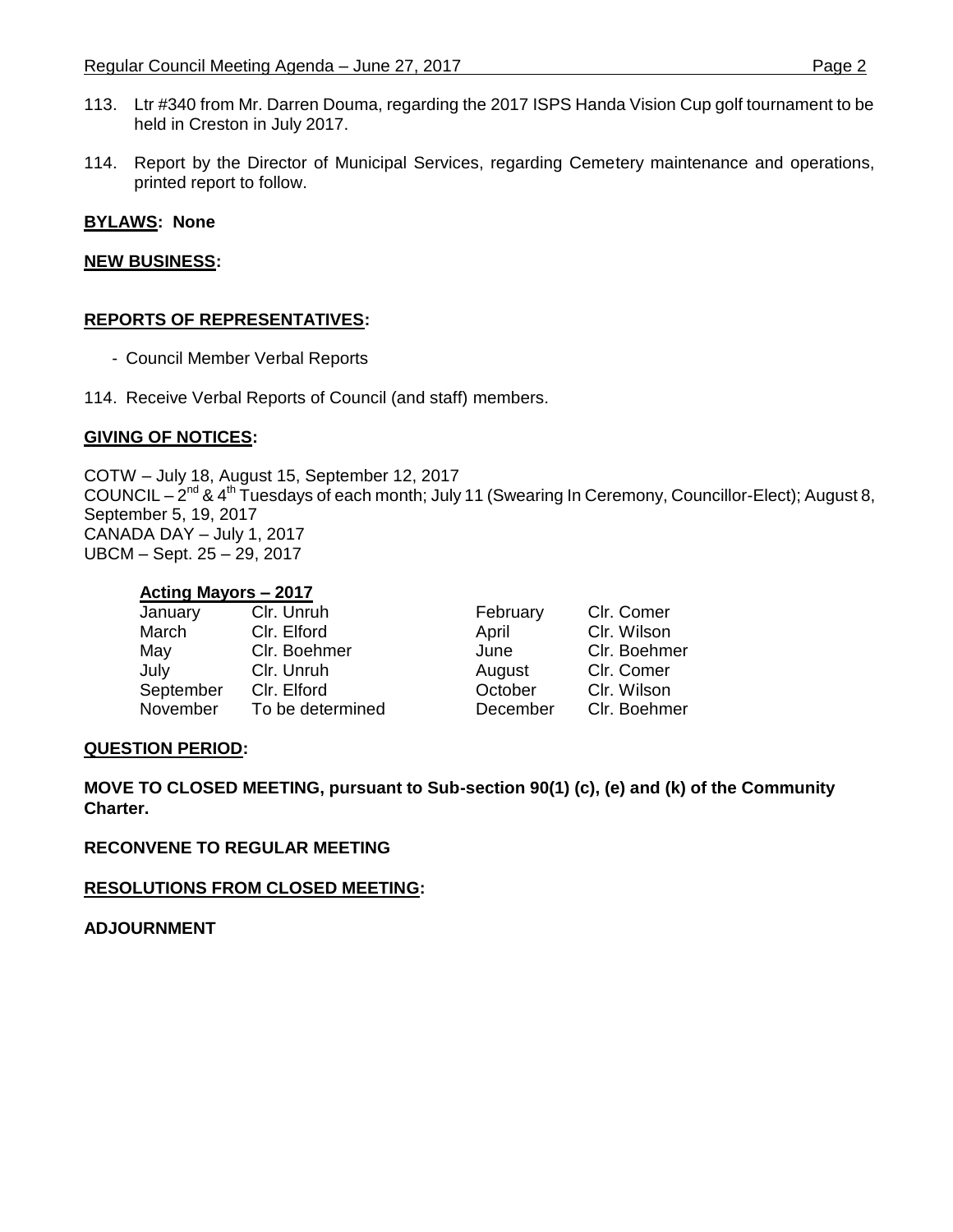113. Ltr #340 from Mr. Darren Douma, regarding the 2017 ISPS Handa Vision Cup golf tournament to be held in Creston in July 2017.

114. Report by the Director of Municipal Services, regarding Cemetery maintenance and operations, printed report to follow.

**BYLAWS: None**

**NEW BUSINESS:**

**REPORTS OF REPRESENTATIVES:**

- Council Member Verbal Reports

114. Receive Verbal Reports of Council (and staff) members.

**GIVING OF NOTICES:**

COTW – July 18, August 15, September 12, 2017
COUNCIL – 2nd & 4th Tuesdays of each month; July 11 (Swearing In Ceremony, Councillor-Elect); August 8, September 5, 19, 2017
CANADA DAY – July 1, 2017
UBCM – Sept. 25 – 29, 2017

**Acting Mayors – 2017**

| | | | |
|---|---|---|---|
| January | Clr. Unruh | February | Clr. Comer |
| March | Clr. Elford | April | Clr. Wilson |
| May | Clr. Boehmer | June | Clr. Boehmer |
| July | Clr. Unruh | August | Clr. Comer |
| September | Clr. Elford | October | Clr. Wilson |
| November | To be determined | December | Clr. Boehmer |

**QUESTION PERIOD:**

**MOVE TO CLOSED MEETING, pursuant to Sub-section 90(1) (c), (e) and (k) of the Community Charter.**

**RECONVENE TO REGULAR MEETING**

**RESOLUTIONS FROM CLOSED MEETING:**

**ADJOURNMENT**